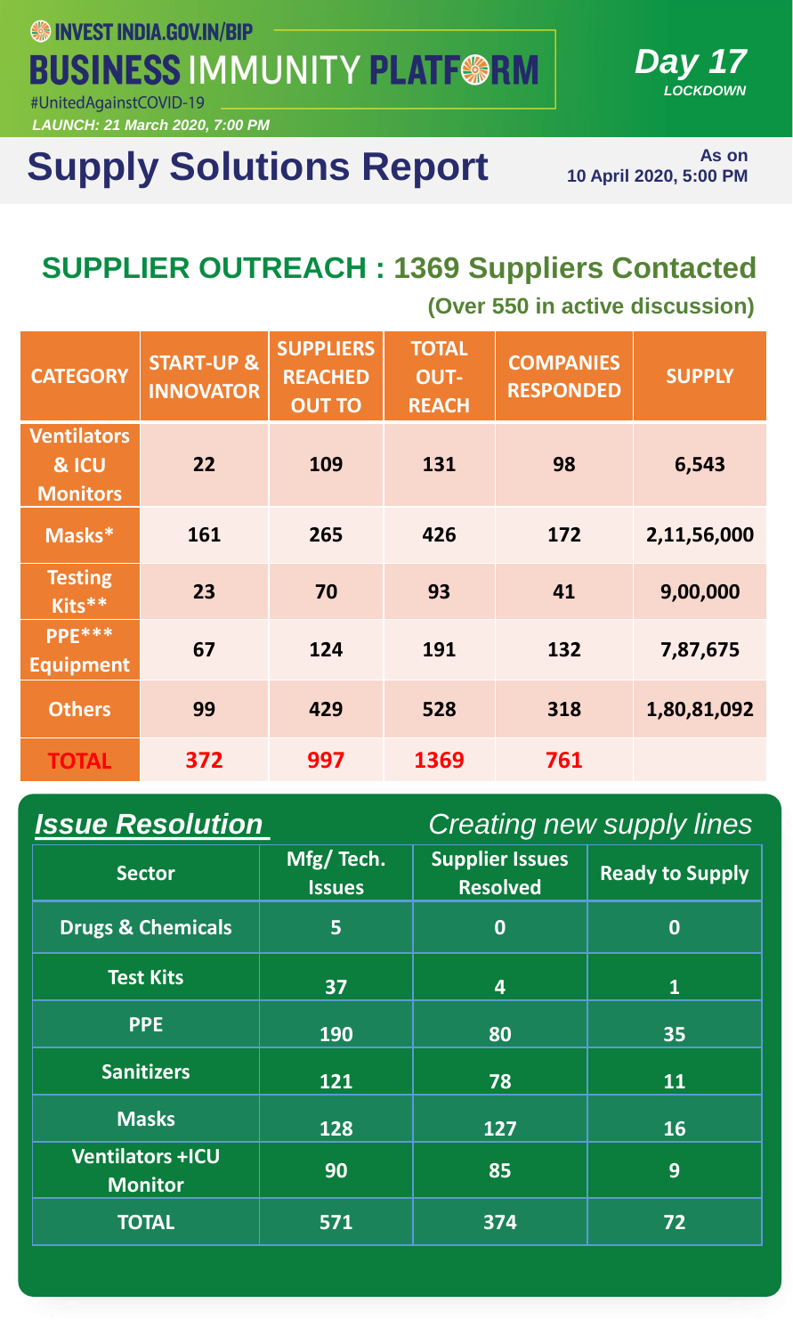INVEST INDIA.GOV.IN/BIP

# BUSINESS IMMUNITY PLATFORM

#UnitedAgainstCOVID-19

*LAUNCH: 21 March 2020, 7:00 PM*

***Day 17*** *LOCKDOWN*

# Supply Solutions Report

As on 10 April 2020, 5:00 PM

## SUPPLIER OUTREACH : 1369 Suppliers Contacted

**(Over 550 in active discussion)**

| CATEGORY | START-UP & INNOVATOR | SUPPLIERS REACHED OUT TO | TOTAL OUT-REACH | COMPANIES RESPONDED | SUPPLY |
|---|---|---|---|---|---|
| Ventilators & ICU Monitors | 22 | 109 | 131 | 98 | 6,543 |
| Masks* | 161 | 265 | 426 | 172 | 2,11,56,000 |
| Testing Kits** | 23 | 70 | 93 | 41 | 9,00,000 |
| PPE*** Equipment | 67 | 124 | 191 | 132 | 7,87,675 |
| Others | 99 | 429 | 528 | 318 | 1,80,81,092 |
| TOTAL | 372 | 997 | 1369 | 761 | |

## *Issue Resolution*

*Creating new supply lines*

| Sector | Mfg/ Tech. Issues | Supplier Issues Resolved | Ready to Supply |
|---|---|---|---|
| Drugs & Chemicals | 5 | 0 | 0 |
| Test Kits | 37 | 4 | 1 |
| PPE | 190 | 80 | 35 |
| Sanitizers | 121 | 78 | 11 |
| Masks | 128 | 127 | 16 |
| Ventilators +ICU Monitor | 90 | 85 | 9 |
| TOTAL | 571 | 374 | 72 |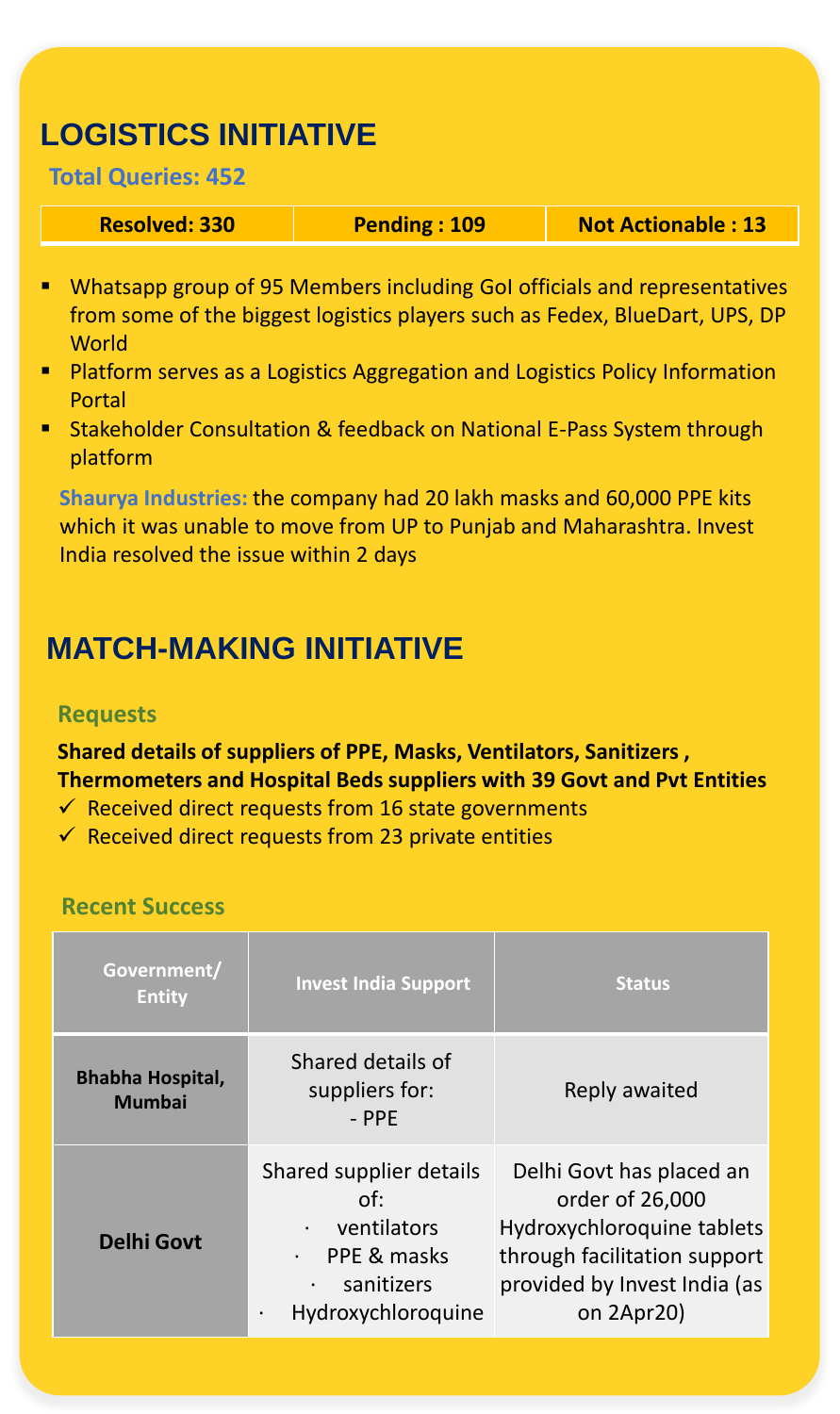## LOGISTICS INITIATIVE

**Total Queries: 452**

| Resolved: 330 | Pending : 109 | Not Actionable : 13 |
| --- | --- | --- |

- Whatsapp group of 95 Members including GoI officials and representatives from some of the biggest logistics players such as Fedex, BlueDart, UPS, DP World
- Platform serves as a Logistics Aggregation and Logistics Policy Information Portal
- Stakeholder Consultation & feedback on National E-Pass System through platform

**Shaurya Industries:** the company had 20 lakh masks and 60,000 PPE kits which it was unable to move from UP to Punjab and Maharashtra. Invest India resolved the issue within 2 days

## MATCH-MAKING INITIATIVE

### Requests

**Shared details of suppliers of PPE, Masks, Ventilators, Sanitizers , Thermometers and Hospital Beds suppliers with 39 Govt and Pvt Entities**

- ✓ Received direct requests from 16 state governments
- ✓ Received direct requests from 23 private entities

### Recent Success

| Government/ Entity | Invest India Support | Status |
| --- | --- | --- |
| **Bhabha Hospital, Mumbai** | Shared details of suppliers for: - PPE | Reply awaited |
| **Delhi Govt** | Shared supplier details of: · ventilators · PPE & masks · sanitizers · Hydroxychloroquine | Delhi Govt has placed an order of 26,000 Hydroxychloroquine tablets through facilitation support provided by Invest India (as on 2Apr20) |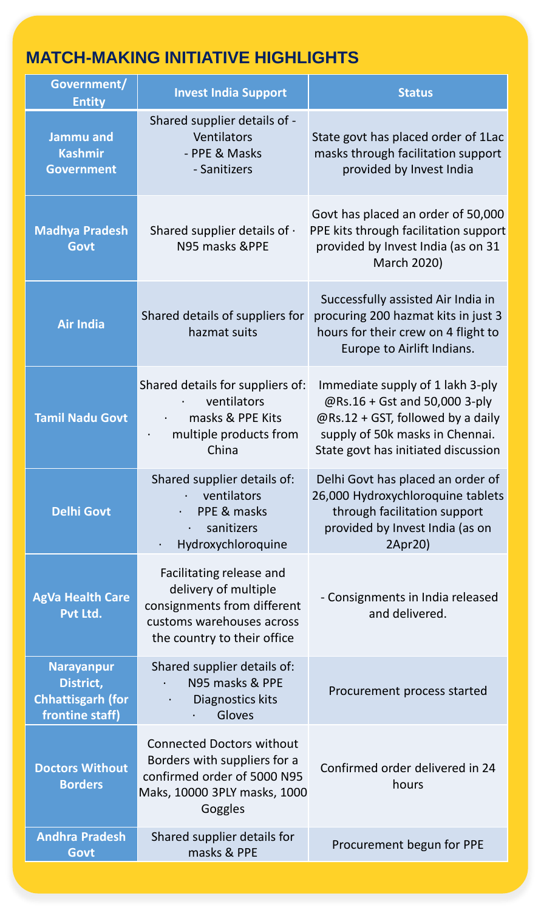# MATCH-MAKING INITIATIVE HIGHLIGHTS

| Government/ Entity | Invest India Support | Status |
|---|---|---|
| Jammu and Kashmir Government | Shared supplier details of - Ventilators<br>- PPE & Masks<br>- Sanitizers | State govt has placed order of 1Lac masks through facilitation support provided by Invest India |
| Madhya Pradesh Govt | Shared supplier details of · N95 masks &PPE | Govt has placed an order of 50,000 PPE kits through facilitation support provided by Invest India (as on 31 March 2020) |
| Air India | Shared details of suppliers for hazmat suits | Successfully assisted Air India in procuring 200 hazmat kits in just 3 hours for their crew on 4 flight to Europe to Airlift Indians. |
| Tamil Nadu Govt | Shared details for suppliers of:<br>· ventilators<br>· masks & PPE Kits<br>· multiple products from China | Immediate supply of 1 lakh 3-ply @Rs.16 + Gst and 50,000 3-ply @Rs.12 + GST, followed by a daily supply of 50k masks in Chennai. State govt has initiated discussion |
| Delhi Govt | Shared supplier details of:<br>· ventilators<br>· PPE & masks<br>· sanitizers<br>· Hydroxychloroquine | Delhi Govt has placed an order of 26,000 Hydroxychloroquine tablets through facilitation support provided by Invest India (as on 2Apr20) |
| AgVa Health Care Pvt Ltd. | Facilitating release and delivery of multiple consignments from different customs warehouses across the country to their office | - Consignments in India released and delivered. |
| Narayanpur District, Chhattisgarh (for frontine staff) | Shared supplier details of:<br>· N95 masks & PPE<br>· Diagnostics kits<br>· Gloves | Procurement process started |
| Doctors Without Borders | Connected Doctors without Borders with suppliers for a confirmed order of 5000 N95 Maks, 10000 3PLY masks, 1000 Goggles | Confirmed order delivered in 24 hours |
| Andhra Pradesh Govt | Shared supplier details for masks & PPE | Procurement begun for PPE |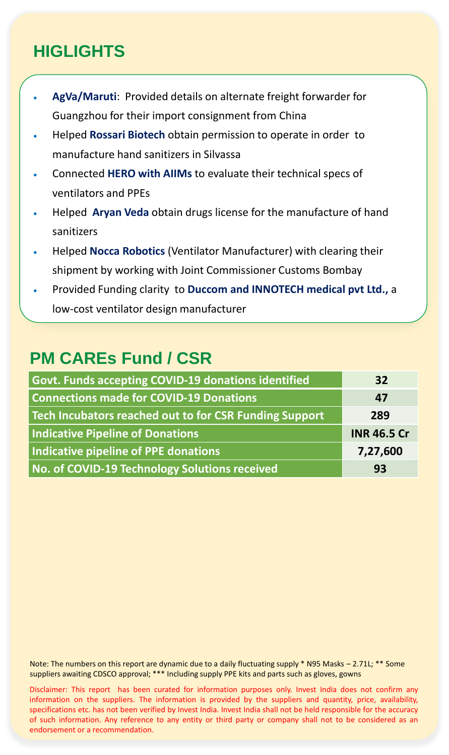## HIGLIGHTS

- **AgVa/Maruti**: Provided details on alternate freight forwarder for Guangzhou for their import consignment from China
- Helped **Rossari Biotech** obtain permission to operate in order to manufacture hand sanitizers in Silvassa
- Connected **HERO with AIIMs** to evaluate their technical specs of ventilators and PPEs
- Helped **Aryan Veda** obtain drugs license for the manufacture of hand sanitizers
- Helped **Nocca Robotics** (Ventilator Manufacturer) with clearing their shipment by working with Joint Commissioner Customs Bombay
- Provided Funding clarity to **Duccom and INNOTECH medical pvt Ltd.,** a low-cost ventilator design manufacturer

## PM CAREs Fund / CSR

| | |
|---|---|
| Govt. Funds accepting COVID-19 donations identified | 32 |
| Connections made for COVID-19 Donations | 47 |
| Tech Incubators reached out to for CSR Funding Support | 289 |
| Indicative Pipeline of Donations | INR 46.5 Cr |
| Indicative pipeline of PPE donations | 7,27,600 |
| No. of COVID-19 Technology Solutions received | 93 |

Note: The numbers on this report are dynamic due to a daily fluctuating supply * N95 Masks – 2.71L; ** Some suppliers awaiting CDSCO approval; *** Including supply PPE kits and parts such as gloves, gowns

Disclaimer: This report has been curated for information purposes only. Invest India does not confirm any information on the suppliers. The information is provided by the suppliers and quantity, price, availability, specifications etc. has not been verified by Invest India. Invest India shall not be held responsible for the accuracy of such information. Any reference to any entity or third party or company shall not to be considered as an endorsement or a recommendation.